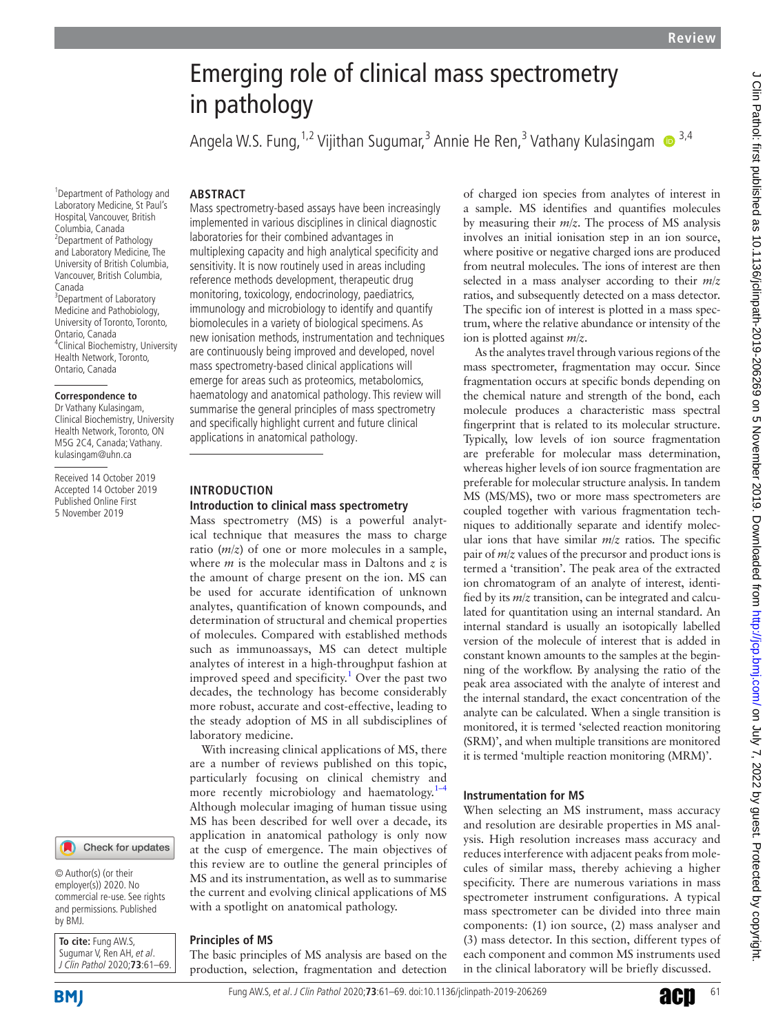# Emerging role of clinical mass spectrometry in pathology

Angela W.S. Fung,[1,2] Vijithan Sugumar,[3] Annie He Ren,[3] Vathany Kulasingam[3,4]

[1]Department of Pathology and Laboratory Medicine, St Paul's Hospital, Vancouver, British Columbia, Canada
[2]Department of Pathology and Laboratory Medicine, The University of British Columbia, Vancouver, British Columbia, Canada
[3]Department of Laboratory Medicine and Pathobiology, University of Toronto, Toronto, Ontario, Canada
[4]Clinical Biochemistry, University Health Network, Toronto, Ontario, Canada

**Correspondence to**
Dr Vathany Kulasingam, Clinical Biochemistry, University Health Network, Toronto, ON M5G 2C4, Canada; Vathany.kulasingam@uhn.ca

Received 14 October 2019
Accepted 14 October 2019
Published Online First 5 November 2019

© Author(s) (or their employer(s)) 2020. No commercial re-use. See rights and permissions. Published by BMJ.

**To cite:** Fung AWS, Sugumar V, Ren AH, *et al*. *J Clin Pathol* 2020;**73**:61–69.

## ABSTRACT

Mass spectrometry-based assays have been increasingly implemented in various disciplines in clinical diagnostic laboratories for their combined advantages in multiplexing capacity and high analytical specificity and sensitivity. It is now routinely used in areas including reference methods development, therapeutic drug monitoring, toxicology, endocrinology, paediatrics, immunology and microbiology to identify and quantify biomolecules in a variety of biological specimens. As new ionisation methods, instrumentation and techniques are continuously being improved and developed, novel mass spectrometry-based clinical applications will emerge for areas such as proteomics, metabolomics, haematology and anatomical pathology. This review will summarise the general principles of mass spectrometry and specifically highlight current and future clinical applications in anatomical pathology.

## INTRODUCTION

### Introduction to clinical mass spectrometry

Mass spectrometry (MS) is a powerful analytical technique that measures the mass to charge ratio (*m*/*z*) of one or more molecules in a sample, where *m* is the molecular mass in Daltons and *z* is the amount of charge present on the ion. MS can be used for accurate identification of unknown analytes, quantification of known compounds, and determination of structural and chemical properties of molecules. Compared with established methods such as immunoassays, MS can detect multiple analytes of interest in a high-throughput fashion at improved speed and specificity.[1] Over the past two decades, the technology has become considerably more robust, accurate and cost-effective, leading to the steady adoption of MS in all subdisciplines of laboratory medicine.

With increasing clinical applications of MS, there are a number of reviews published on this topic, particularly focusing on clinical chemistry and more recently microbiology and haematology.[1–4] Although molecular imaging of human tissue using MS has been described for well over a decade, its application in anatomical pathology is only now at the cusp of emergence. The main objectives of this review are to outline the general principles of MS and its instrumentation, as well as to summarise the current and evolving clinical applications of MS with a spotlight on anatomical pathology.

### Principles of MS

The basic principles of MS analysis are based on the production, selection, fragmentation and detection of charged ion species from analytes of interest in a sample. MS identifies and quantifies molecules by measuring their *m*/*z*. The process of MS analysis involves an initial ionisation step in an ion source, where positive or negative charged ions are produced from neutral molecules. The ions of interest are then selected in a mass analyser according to their *m*/*z* ratios, and subsequently detected on a mass detector. The specific ion of interest is plotted in a mass spectrum, where the relative abundance or intensity of the ion is plotted against *m*/*z*.

As the analytes travel through various regions of the mass spectrometer, fragmentation may occur. Since fragmentation occurs at specific bonds depending on the chemical nature and strength of the bond, each molecule produces a characteristic mass spectral fingerprint that is related to its molecular structure. Typically, low levels of ion source fragmentation are preferable for molecular mass determination, whereas higher levels of ion source fragmentation are preferable for molecular structure analysis. In tandem MS (MS/MS), two or more mass spectrometers are coupled together with various fragmentation techniques to additionally separate and identify molecular ions that have similar *m*/*z* ratios. The specific pair of *m*/*z* values of the precursor and product ions is termed a 'transition'. The peak area of the extracted ion chromatogram of an analyte of interest, identified by its *m*/*z* transition, can be integrated and calculated for quantitation using an internal standard. An internal standard is usually an isotopically labelled version of the molecule of interest that is added in constant known amounts to the samples at the beginning of the workflow. By analysing the ratio of the peak area associated with the analyte of interest and the internal standard, the exact concentration of the analyte can be calculated. When a single transition is monitored, it is termed 'selected reaction monitoring (SRM)', and when multiple transitions are monitored it is termed 'multiple reaction monitoring (MRM)'.

### Instrumentation for MS

When selecting an MS instrument, mass accuracy and resolution are desirable properties in MS analysis. High resolution increases mass accuracy and reduces interference with adjacent peaks from molecules of similar mass, thereby achieving a higher specificity. There are numerous variations in mass spectrometer instrument configurations. A typical mass spectrometer can be divided into three main components: (1) ion source, (2) mass analyser and (3) mass detector. In this section, different types of each component and common MS instruments used in the clinical laboratory will be briefly discussed.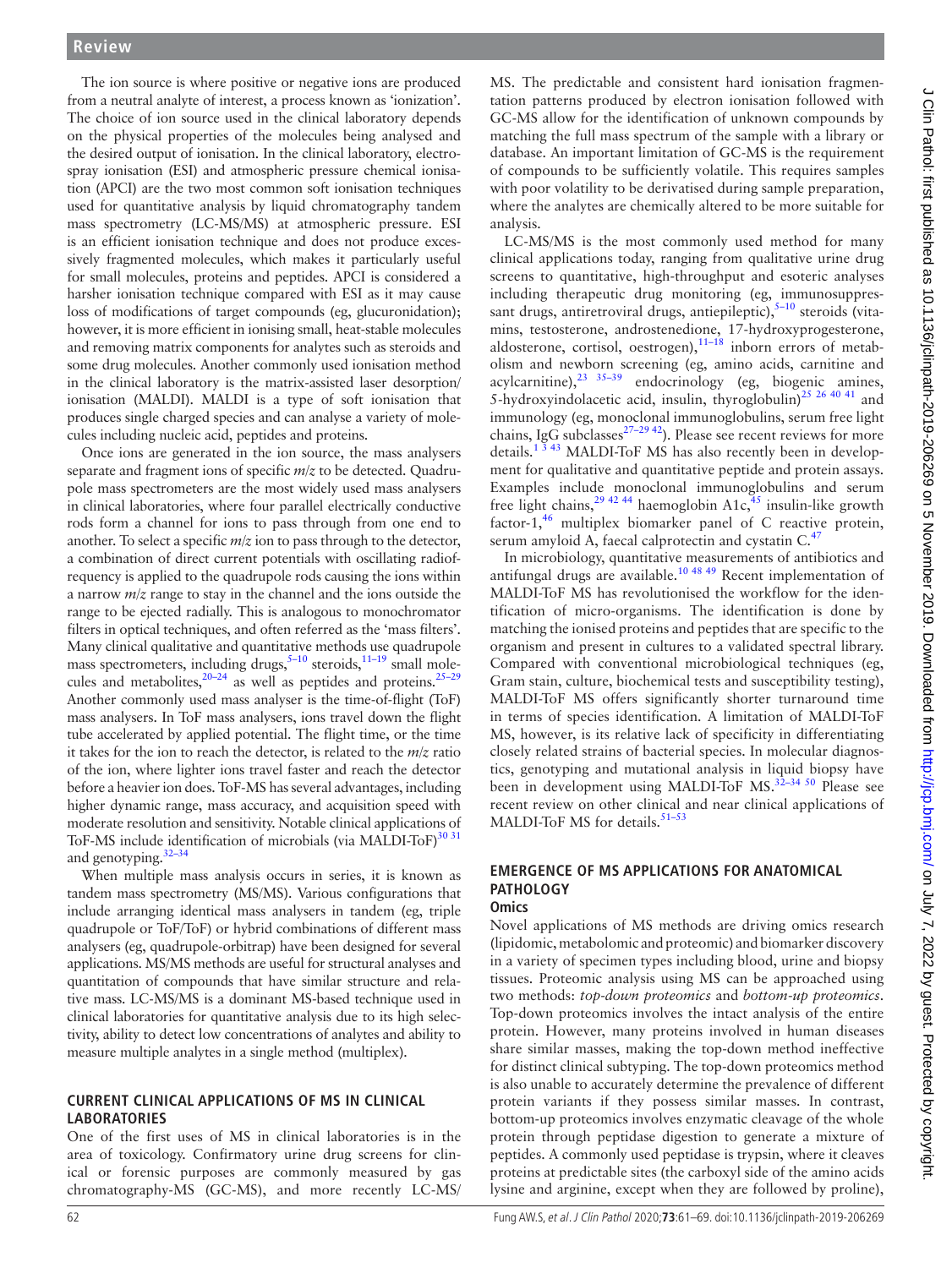The ion source is where positive or negative ions are produced from a neutral analyte of interest, a process known as 'ionization'. The choice of ion source used in the clinical laboratory depends on the physical properties of the molecules being analysed and the desired output of ionisation. In the clinical laboratory, electrospray ionisation (ESI) and atmospheric pressure chemical ionisation (APCI) are the two most common soft ionisation techniques used for quantitative analysis by liquid chromatography tandem mass spectrometry (LC-MS/MS) at atmospheric pressure. ESI is an efficient ionisation technique and does not produce excessively fragmented molecules, which makes it particularly useful for small molecules, proteins and peptides. APCI is considered a harsher ionisation technique compared with ESI as it may cause loss of modifications of target compounds (eg, glucuronidation); however, it is more efficient in ionising small, heat-stable molecules and removing matrix components for analytes such as steroids and some drug molecules. Another commonly used ionisation method in the clinical laboratory is the matrix-assisted laser desorption/ionisation (MALDI). MALDI is a type of soft ionisation that produces single charged species and can analyse a variety of molecules including nucleic acid, peptides and proteins.

Once ions are generated in the ion source, the mass analysers separate and fragment ions of specific *m/z* to be detected. Quadrupole mass spectrometers are the most widely used mass analysers in clinical laboratories, where four parallel electrically conductive rods form a channel for ions to pass through from one end to another. To select a specific *m/z* ion to pass through to the detector, a combination of direct current potentials with oscillating radiofrequency is applied to the quadrupole rods causing the ions within a narrow *m/z* range to stay in the channel and the ions outside the range to be ejected radially. This is analogous to monochromator filters in optical techniques, and often referred as the 'mass filters'. Many clinical qualitative and quantitative methods use quadrupole mass spectrometers, including drugs,[5–10] steroids,[11–19] small molecules and metabolites,[20–24] as well as peptides and proteins.[25–29] Another commonly used mass analyser is the time-of-flight (ToF) mass analysers. In ToF mass analysers, ions travel down the flight tube accelerated by applied potential. The flight time, or the time it takes for the ion to reach the detector, is related to the *m/z* ratio of the ion, where lighter ions travel faster and reach the detector before a heavier ion does. ToF-MS has several advantages, including higher dynamic range, mass accuracy, and acquisition speed with moderate resolution and sensitivity. Notable clinical applications of ToF-MS include identification of microbials (via MALDI-ToF)[30 31] and genotyping.[32–34]

When multiple mass analysis occurs in series, it is known as tandem mass spectrometry (MS/MS). Various configurations that include arranging identical mass analysers in tandem (eg, triple quadrupole or ToF/ToF) or hybrid combinations of different mass analysers (eg, quadrupole-orbitrap) have been designed for several applications. MS/MS methods are useful for structural analyses and quantitation of compounds that have similar structure and relative mass. LC-MS/MS is a dominant MS-based technique used in clinical laboratories for quantitative analysis due to its high selectivity, ability to detect low concentrations of analytes and ability to measure multiple analytes in a single method (multiplex).

## CURRENT CLINICAL APPLICATIONS OF MS IN CLINICAL LABORATORIES

One of the first uses of MS in clinical laboratories is in the area of toxicology. Confirmatory urine drug screens for clinical or forensic purposes are commonly measured by gas chromatography-MS (GC-MS), and more recently LC-MS/MS. The predictable and consistent hard ionisation fragmentation patterns produced by electron ionisation followed with GC-MS allow for the identification of unknown compounds by matching the full mass spectrum of the sample with a library or database. An important limitation of GC-MS is the requirement of compounds to be sufficiently volatile. This requires samples with poor volatility to be derivatised during sample preparation, where the analytes are chemically altered to be more suitable for analysis.

LC-MS/MS is the most commonly used method for many clinical applications today, ranging from qualitative urine drug screens to quantitative, high-throughput and esoteric analyses including therapeutic drug monitoring (eg, immunosuppressant drugs, antiretroviral drugs, antiepileptic),[5–10] steroids (vitamins, testosterone, androstenedione, 17-hydroxyprogesterone, aldosterone, cortisol, oestrogen),[11–18] inborn errors of metabolism and newborn screening (eg, amino acids, carnitine and acylcarnitine),[23 35–39] endocrinology (eg, biogenic amines, 5-hydroxyindolacetic acid, insulin, thyroglobulin)[25 26 40 41] and immunology (eg, monoclonal immunoglobulins, serum free light chains, IgG subclasses[27–29 42]). Please see recent reviews for more details.[1 3 43] MALDI-ToF MS has also recently been in development for qualitative and quantitative peptide and protein assays. Examples include monoclonal immunoglobulins and serum free light chains,[29 42 44] haemoglobin A1c,[45] insulin-like growth factor-1,[46] multiplex biomarker panel of C reactive protein, serum amyloid A, faecal calprotectin and cystatin C.[47]

In microbiology, quantitative measurements of antibiotics and antifungal drugs are available.[10 48 49] Recent implementation of MALDI-ToF MS has revolutionised the workflow for the identification of micro-organisms. The identification is done by matching the ionised proteins and peptides that are specific to the organism and present in cultures to a validated spectral library. Compared with conventional microbiological techniques (eg, Gram stain, culture, biochemical tests and susceptibility testing), MALDI-ToF MS offers significantly shorter turnaround time in terms of species identification. A limitation of MALDI-ToF MS, however, is its relative lack of specificity in differentiating closely related strains of bacterial species. In molecular diagnostics, genotyping and mutational analysis in liquid biopsy have been in development using MALDI-ToF MS.[32–34 50] Please see recent review on other clinical and near clinical applications of MALDI-ToF MS for details.[51–53]

## EMERGENCE OF MS APPLICATIONS FOR ANATOMICAL PATHOLOGY

### Omics

Novel applications of MS methods are driving omics research (lipidomic, metabolomic and proteomic) and biomarker discovery in a variety of specimen types including blood, urine and biopsy tissues. Proteomic analysis using MS can be approached using two methods: *top-down proteomics* and *bottom-up proteomics*. Top-down proteomics involves the intact analysis of the entire protein. However, many proteins involved in human diseases share similar masses, making the top-down method ineffective for distinct clinical subtyping. The top-down proteomics method is also unable to accurately determine the prevalence of different protein variants if they possess similar masses. In contrast, bottom-up proteomics involves enzymatic cleavage of the whole protein through peptidase digestion to generate a mixture of peptides. A commonly used peptidase is trypsin, where it cleaves proteins at predictable sites (the carboxyl side of the amino acids lysine and arginine, except when they are followed by proline),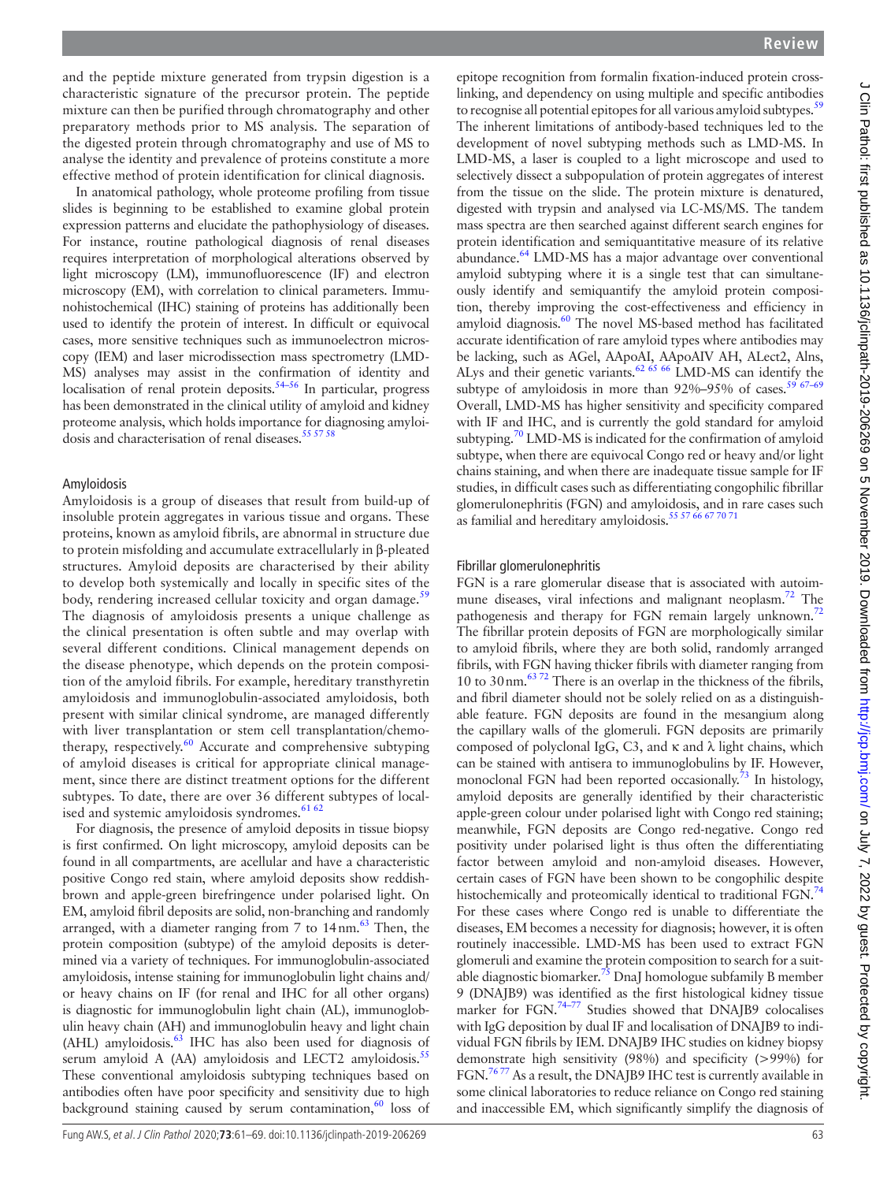and the peptide mixture generated from trypsin digestion is a characteristic signature of the precursor protein. The peptide mixture can then be purified through chromatography and other preparatory methods prior to MS analysis. The separation of the digested protein through chromatography and use of MS to analyse the identity and prevalence of proteins constitute a more effective method of protein identification for clinical diagnosis.

In anatomical pathology, whole proteome profiling from tissue slides is beginning to be established to examine global protein expression patterns and elucidate the pathophysiology of diseases. For instance, routine pathological diagnosis of renal diseases requires interpretation of morphological alterations observed by light microscopy (LM), immunofluorescence (IF) and electron microscopy (EM), with correlation to clinical parameters. Immunohistochemical (IHC) staining of proteins has additionally been used to identify the protein of interest. In difficult or equivocal cases, more sensitive techniques such as immunoelectron microscopy (IEM) and laser microdissection mass spectrometry (LMD-MS) analyses may assist in the confirmation of identity and localisation of renal protein deposits.[54–56] In particular, progress has been demonstrated in the clinical utility of amyloid and kidney proteome analysis, which holds importance for diagnosing amyloidosis and characterisation of renal diseases.[55 57 58]

### Amyloidosis

Amyloidosis is a group of diseases that result from build-up of insoluble protein aggregates in various tissue and organs. These proteins, known as amyloid fibrils, are abnormal in structure due to protein misfolding and accumulate extracellularly in β-pleated structures. Amyloid deposits are characterised by their ability to develop both systemically and locally in specific sites of the body, rendering increased cellular toxicity and organ damage.[59] The diagnosis of amyloidosis presents a unique challenge as the clinical presentation is often subtle and may overlap with several different conditions. Clinical management depends on the disease phenotype, which depends on the protein composition of the amyloid fibrils. For example, hereditary transthyretin amyloidosis and immunoglobulin-associated amyloidosis, both present with similar clinical syndrome, are managed differently with liver transplantation or stem cell transplantation/chemotherapy, respectively.[60] Accurate and comprehensive subtyping of amyloid diseases is critical for appropriate clinical management, since there are distinct treatment options for the different subtypes. To date, there are over 36 different subtypes of localised and systemic amyloidosis syndromes.[61 62]

For diagnosis, the presence of amyloid deposits in tissue biopsy is first confirmed. On light microscopy, amyloid deposits can be found in all compartments, are acellular and have a characteristic positive Congo red stain, where amyloid deposits show reddish-brown and apple-green birefringence under polarised light. On EM, amyloid fibril deposits are solid, non-branching and randomly arranged, with a diameter ranging from 7 to 14 nm.[63] Then, the protein composition (subtype) of the amyloid deposits is determined via a variety of techniques. For immunoglobulin-associated amyloidosis, intense staining for immunoglobulin light chains and/or heavy chains on IF (for renal and IHC for all other organs) is diagnostic for immunoglobulin light chain (AL), immunoglobulin heavy chain (AH) and immunoglobulin heavy and light chain (AHL) amyloidosis.[63] IHC has also been used for diagnosis of serum amyloid A (AA) amyloidosis and LECT2 amyloidosis.[55] These conventional amyloidosis subtyping techniques based on antibodies often have poor specificity and sensitivity due to high background staining caused by serum contamination,[60] loss of epitope recognition from formalin fixation-induced protein cross-linking, and dependency on using multiple and specific antibodies to recognise all potential epitopes for all various amyloid subtypes.[59] The inherent limitations of antibody-based techniques led to the development of novel subtyping methods such as LMD-MS. In LMD-MS, a laser is coupled to a light microscope and used to selectively dissect a subpopulation of protein aggregates of interest from the tissue on the slide. The protein mixture is denatured, digested with trypsin and analysed via LC-MS/MS. The tandem mass spectra are then searched against different search engines for protein identification and semiquantitative measure of its relative abundance.[64] LMD-MS has a major advantage over conventional amyloid subtyping where it is a single test that can simultaneously identify and semiquantify the amyloid protein composition, thereby improving the cost-effectiveness and efficiency in amyloid diagnosis.[60] The novel MS-based method has facilitated accurate identification of rare amyloid types where antibodies may be lacking, such as AGel, AApoAI, AApoAIV AH, ALect2, Alns, ALys and their genetic variants.[62 65 66] LMD-MS can identify the subtype of amyloidosis in more than 92%–95% of cases.[59 67–69] Overall, LMD-MS has higher sensitivity and specificity compared with IF and IHC, and is currently the gold standard for amyloid subtyping.[70] LMD-MS is indicated for the confirmation of amyloid subtype, when there are equivocal Congo red or heavy and/or light chains staining, and when there are inadequate tissue sample for IF studies, in difficult cases such as differentiating congophilic fibrillar glomerulonephritis (FGN) and amyloidosis, and in rare cases such as familial and hereditary amyloidosis.[55 57 66 67 70 71]

### Fibrillar glomerulonephritis

FGN is a rare glomerular disease that is associated with autoimmune diseases, viral infections and malignant neoplasm.[72] The pathogenesis and therapy for FGN remain largely unknown.[72] The fibrillar protein deposits of FGN are morphologically similar to amyloid fibrils, where they are both solid, randomly arranged fibrils, with FGN having thicker fibrils with diameter ranging from 10 to 30 nm.[63 72] There is an overlap in the thickness of the fibrils, and fibril diameter should not be solely relied on as a distinguishable feature. FGN deposits are found in the mesangium along the capillary walls of the glomeruli. FGN deposits are primarily composed of polyclonal IgG, C3, and κ and λ light chains, which can be stained with antisera to immunoglobulins by IF. However, monoclonal FGN had been reported occasionally.[73] In histology, amyloid deposits are generally identified by their characteristic apple-green colour under polarised light with Congo red staining; meanwhile, FGN deposits are Congo red-negative. Congo red positivity under polarised light is thus often the differentiating factor between amyloid and non-amyloid diseases. However, certain cases of FGN have been shown to be congophilic despite histochemically and proteomically identical to traditional FGN.[74] For these cases where Congo red is unable to differentiate the diseases, EM becomes a necessity for diagnosis; however, it is often routinely inaccessible. LMD-MS has been used to extract FGN glomeruli and examine the protein composition to search for a suitable diagnostic biomarker.[75] DnaJ homologue subfamily B member 9 (DNAJB9) was identified as the first histological kidney tissue marker for FGN.[74–77] Studies showed that DNAJB9 colocalises with IgG deposition by dual IF and localisation of DNAJB9 to individual FGN fibrils by IEM. DNAJB9 IHC studies on kidney biopsy demonstrate high sensitivity (98%) and specificity (>99%) for FGN.[76 77] As a result, the DNAJB9 IHC test is currently available in some clinical laboratories to reduce reliance on Congo red staining and inaccessible EM, which significantly simplify the diagnosis of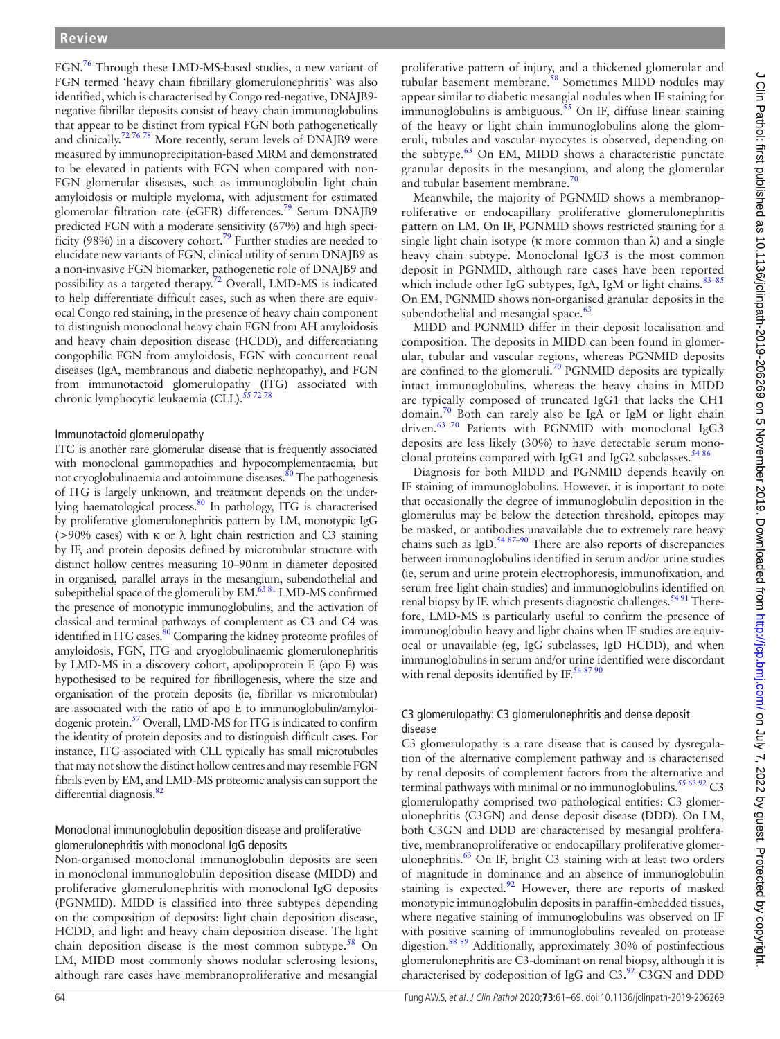FGN.[76] Through these LMD-MS-based studies, a new variant of FGN termed 'heavy chain fibrillary glomerulonephritis' was also identified, which is characterised by Congo red-negative, DNAJB9-negative fibrillar deposits consist of heavy chain immunoglobulins that appear to be distinct from typical FGN both pathogenetically and clinically.[72 76 78] More recently, serum levels of DNAJB9 were measured by immunoprecipitation-based MRM and demonstrated to be elevated in patients with FGN when compared with non-FGN glomerular diseases, such as immunoglobulin light chain amyloidosis or multiple myeloma, with adjustment for estimated glomerular filtration rate (eGFR) differences.[79] Serum DNAJB9 predicted FGN with a moderate sensitivity (67%) and high specificity (98%) in a discovery cohort.[79] Further studies are needed to elucidate new variants of FGN, clinical utility of serum DNAJB9 as a non-invasive FGN biomarker, pathogenetic role of DNAJB9 and possibility as a targeted therapy.[72] Overall, LMD-MS is indicated to help differentiate difficult cases, such as when there are equivocal Congo red staining, in the presence of heavy chain component to distinguish monoclonal heavy chain FGN from AH amyloidosis and heavy chain deposition disease (HCDD), and differentiating congophilic FGN from amyloidosis, FGN with concurrent renal diseases (IgA, membranous and diabetic nephropathy), and FGN from immunotactoid glomerulopathy (ITG) associated with chronic lymphocytic leukaemia (CLL).[55 72 78]

### Immunotactoid glomerulopathy

ITG is another rare glomerular disease that is frequently associated with monoclonal gammopathies and hypocomplementaemia, but not cryoglobulinaemia and autoimmune diseases.[80] The pathogenesis of ITG is largely unknown, and treatment depends on the underlying haematological process.[80] In pathology, ITG is characterised by proliferative glomerulonephritis pattern by LM, monotypic IgG (>90% cases) with κ or λ light chain restriction and C3 staining by IF, and protein deposits defined by microtubular structure with distinct hollow centres measuring 10–90nm in diameter deposited in organised, parallel arrays in the mesangium, subendothelial and subepithelial space of the glomeruli by EM.[63 81] LMD-MS confirmed the presence of monotypic immunoglobulins, and the activation of classical and terminal pathways of complement as C3 and C4 was identified in ITG cases.[80] Comparing the kidney proteome profiles of amyloidosis, FGN, ITG and cryoglobulinaemic glomerulonephritis by LMD-MS in a discovery cohort, apolipoprotein E (apo E) was hypothesised to be required for fibrillogenesis, where the size and organisation of the protein deposits (ie, fibrillar vs microtubular) are associated with the ratio of apo E to immunoglobulin/amyloidogenic protein.[57] Overall, LMD-MS for ITG is indicated to confirm the identity of protein deposits and to distinguish difficult cases. For instance, ITG associated with CLL typically has small microtubules that may not show the distinct hollow centres and may resemble FGN fibrils even by EM, and LMD-MS proteomic analysis can support the differential diagnosis.[82]

### Monoclonal immunoglobulin deposition disease and proliferative glomerulonephritis with monoclonal IgG deposits

Non-organised monoclonal immunoglobulin deposits are seen in monoclonal immunoglobulin deposition disease (MIDD) and proliferative glomerulonephritis with monoclonal IgG deposits (PGNMID). MIDD is classified into three subtypes depending on the composition of deposits: light chain deposition disease, HCDD, and light and heavy chain deposition disease. The light chain deposition disease is the most common subtype.[58] On LM, MIDD most commonly shows nodular sclerosing lesions, although rare cases have membranoproliferative and mesangial proliferative pattern of injury, and a thickened glomerular and tubular basement membrane.[58] Sometimes MIDD nodules may appear similar to diabetic mesangial nodules when IF staining for immunoglobulins is ambiguous.[55] On IF, diffuse linear staining of the heavy or light chain immunoglobulins along the glomeruli, tubules and vascular myocytes is observed, depending on the subtype.[63] On EM, MIDD shows a characteristic punctate granular deposits in the mesangium, and along the glomerular and tubular basement membrane.[70]

Meanwhile, the majority of PGNMID shows a membranoproliferative or endocapillary proliferative glomerulonephritis pattern on LM. On IF, PGNMID shows restricted staining for a single light chain isotype (κ more common than λ) and a single heavy chain subtype. Monoclonal IgG3 is the most common deposit in PGNMID, although rare cases have been reported which include other IgG subtypes, IgA, IgM or light chains.[83–85] On EM, PGNMID shows non-organised granular deposits in the subendothelial and mesangial space.[63]

MIDD and PGNMID differ in their deposit localisation and composition. The deposits in MIDD can been found in glomerular, tubular and vascular regions, whereas PGNMID deposits are confined to the glomeruli.[70] PGNMID deposits are typically intact immunoglobulins, whereas the heavy chains in MIDD are typically composed of truncated IgG1 that lacks the CH1 domain.[70] Both can rarely also be IgA or IgM or light chain driven.[63 70] Patients with PGNMID with monoclonal IgG3 deposits are less likely (30%) to have detectable serum monoclonal proteins compared with IgG1 and IgG2 subclasses.[54 86]

Diagnosis for both MIDD and PGNMID depends heavily on IF staining of immunoglobulins. However, it is important to note that occasionally the degree of immunoglobulin deposition in the glomerulus may be below the detection threshold, epitopes may be masked, or antibodies unavailable due to extremely rare heavy chains such as IgD.[54 87–90] There are also reports of discrepancies between immunoglobulins identified in serum and/or urine studies (ie, serum and urine protein electrophoresis, immunofixation, and serum free light chain studies) and immunoglobulins identified on renal biopsy by IF, which presents diagnostic challenges.[54 91] Therefore, LMD-MS is particularly useful to confirm the presence of immunoglobulin heavy and light chains when IF studies are equivocal or unavailable (eg, IgG subclasses, IgD HCDD), and when immunoglobulins in serum and/or urine identified were discordant with renal deposits identified by IF.[54 87 90]

### C3 glomerulopathy: C3 glomerulonephritis and dense deposit disease

C3 glomerulopathy is a rare disease that is caused by dysregulation of the alternative complement pathway and is characterised by renal deposits of complement factors from the alternative and terminal pathways with minimal or no immunoglobulins.[55 63 92] C3 glomerulopathy comprised two pathological entities: C3 glomerulonephritis (C3GN) and dense deposit disease (DDD). On LM, both C3GN and DDD are characterised by mesangial proliferative, membranoproliferative or endocapillary proliferative glomerulonephritis.[63] On IF, bright C3 staining with at least two orders of magnitude in dominance and an absence of immunoglobulin staining is expected.[92] However, there are reports of masked monotypic immunoglobulin deposits in paraffin-embedded tissues, where negative staining of immunoglobulins was observed on IF with positive staining of immunoglobulins revealed on protease digestion.[88 89] Additionally, approximately 30% of postinfectious glomerulonephritis are C3-dominant on renal biopsy, although it is characterised by codeposition of IgG and C3.[92] C3GN and DDD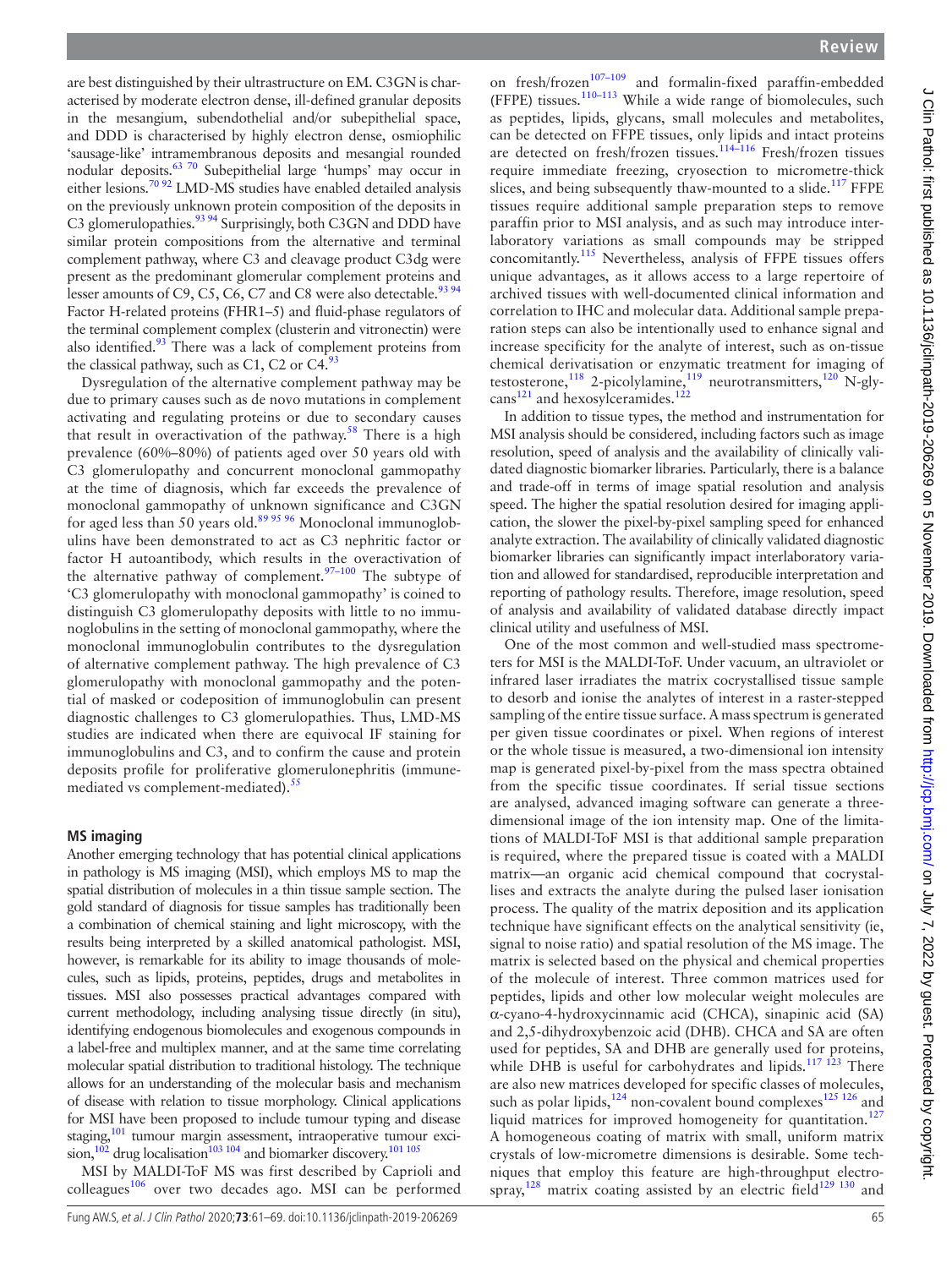are best distinguished by their ultrastructure on EM. C3GN is characterised by moderate electron dense, ill-defined granular deposits in the mesangium, subendothelial and/or subepithelial space, and DDD is characterised by highly electron dense, osmiophilic 'sausage-like' intramembranous deposits and mesangial rounded nodular deposits.[63 70] Subepithelial large 'humps' may occur in either lesions.[70 92] LMD-MS studies have enabled detailed analysis on the previously unknown protein composition of the deposits in C3 glomerulopathies.[93 94] Surprisingly, both C3GN and DDD have similar protein compositions from the alternative and terminal complement pathway, where C3 and cleavage product C3dg were present as the predominant glomerular complement proteins and lesser amounts of C9, C5, C6, C7 and C8 were also detectable.[93 94] Factor H-related proteins (FHR1–5) and fluid-phase regulators of the terminal complement complex (clusterin and vitronectin) were also identified.[93] There was a lack of complement proteins from the classical pathway, such as C1, C2 or C4.[93]

Dysregulation of the alternative complement pathway may be due to primary causes such as de novo mutations in complement activating and regulating proteins or due to secondary causes that result in overactivation of the pathway.[58] There is a high prevalence (60%–80%) of patients aged over 50 years old with C3 glomerulopathy and concurrent monoclonal gammopathy at the time of diagnosis, which far exceeds the prevalence of monoclonal gammopathy of unknown significance and C3GN for aged less than 50 years old.[89 95 96] Monoclonal immunoglobulins have been demonstrated to act as C3 nephritic factor or factor H autoantibody, which results in the overactivation of the alternative pathway of complement.[97–100] The subtype of 'C3 glomerulopathy with monoclonal gammopathy' is coined to distinguish C3 glomerulopathy deposits with little to no immunoglobulins in the setting of monoclonal gammopathy, where the monoclonal immunoglobulin contributes to the dysregulation of alternative complement pathway. The high prevalence of C3 glomerulopathy with monoclonal gammopathy and the potential of masked or codeposition of immunoglobulin can present diagnostic challenges to C3 glomerulopathies. Thus, LMD-MS studies are indicated when there are equivocal IF staining for immunoglobulins and C3, and to confirm the cause and protein deposits profile for proliferative glomerulonephritis (immune-mediated vs complement-mediated).[55]

### MS imaging

Another emerging technology that has potential clinical applications in pathology is MS imaging (MSI), which employs MS to map the spatial distribution of molecules in a thin tissue sample section. The gold standard of diagnosis for tissue samples has traditionally been a combination of chemical staining and light microscopy, with the results being interpreted by a skilled anatomical pathologist. MSI, however, is remarkable for its ability to image thousands of molecules, such as lipids, proteins, peptides, drugs and metabolites in tissues. MSI also possesses practical advantages compared with current methodology, including analysing tissue directly (in situ), identifying endogenous biomolecules and exogenous compounds in a label-free and multiplex manner, and at the same time correlating molecular spatial distribution to traditional histology. The technique allows for an understanding of the molecular basis and mechanism of disease with relation to tissue morphology. Clinical applications for MSI have been proposed to include tumour typing and disease staging,[101] tumour margin assessment, intraoperative tumour excision,[102] drug localisation[103 104] and biomarker discovery.[101 105]

MSI by MALDI-ToF MS was first described by Caprioli and colleagues[106] over two decades ago. MSI can be performed on fresh/frozen[107–109] and formalin-fixed paraffin-embedded (FFPE) tissues.[110–113] While a wide range of biomolecules, such as peptides, lipids, glycans, small molecules and metabolites, can be detected on FFPE tissues, only lipids and intact proteins are detected on fresh/frozen tissues.[114–116] Fresh/frozen tissues require immediate freezing, cryosection to micrometre-thick slices, and being subsequently thaw-mounted to a slide.[117] FFPE tissues require additional sample preparation steps to remove paraffin prior to MSI analysis, and as such may introduce interlaboratory variations as small compounds may be stripped concomitantly.[115] Nevertheless, analysis of FFPE tissues offers unique advantages, as it allows access to a large repertoire of archived tissues with well-documented clinical information and correlation to IHC and molecular data. Additional sample preparation steps can also be intentionally used to enhance signal and increase specificity for the analyte of interest, such as on-tissue chemical derivatisation or enzymatic treatment for imaging of testosterone,[118] 2-picolylamine,[119] neurotransmitters,[120] N-glycans[121] and hexosylceramides.[122]

In addition to tissue types, the method and instrumentation for MSI analysis should be considered, including factors such as image resolution, speed of analysis and the availability of clinically validated diagnostic biomarker libraries. Particularly, there is a balance and trade-off in terms of image spatial resolution and analysis speed. The higher the spatial resolution desired for imaging application, the slower the pixel-by-pixel sampling speed for enhanced analyte extraction. The availability of clinically validated diagnostic biomarker libraries can significantly impact interlaboratory variation and allowed for standardised, reproducible interpretation and reporting of pathology results. Therefore, image resolution, speed of analysis and availability of validated database directly impact clinical utility and usefulness of MSI.

One of the most common and well-studied mass spectrometers for MSI is the MALDI-ToF. Under vacuum, an ultraviolet or infrared laser irradiates the matrix cocrystallised tissue sample to desorb and ionise the analytes of interest in a raster-stepped sampling of the entire tissue surface. A mass spectrum is generated per given tissue coordinates or pixel. When regions of interest or the whole tissue is measured, a two-dimensional ion intensity map is generated pixel-by-pixel from the mass spectra obtained from the specific tissue coordinates. If serial tissue sections are analysed, advanced imaging software can generate a three-dimensional image of the ion intensity map. One of the limitations of MALDI-ToF MSI is that additional sample preparation is required, where the prepared tissue is coated with a MALDI matrix—an organic acid chemical compound that cocrystallises and extracts the analyte during the pulsed laser ionisation process. The quality of the matrix deposition and its application technique have significant effects on the analytical sensitivity (ie, signal to noise ratio) and spatial resolution of the MS image. The matrix is selected based on the physical and chemical properties of the molecule of interest. Three common matrices used for peptides, lipids and other low molecular weight molecules are α-cyano-4-hydroxycinnamic acid (CHCA), sinapinic acid (SA) and 2,5-dihydroxybenzoic acid (DHB). CHCA and SA are often used for peptides, SA and DHB are generally used for proteins, while DHB is useful for carbohydrates and lipids.[117 123] There are also new matrices developed for specific classes of molecules, such as polar lipids,[124] non-covalent bound complexes[125 126] and liquid matrices for improved homogeneity for quantitation.[127] A homogeneous coating of matrix with small, uniform matrix crystals of low-micrometre dimensions is desirable. Some techniques that employ this feature are high-throughput electrospray,[128] matrix coating assisted by an electric field[129 130] and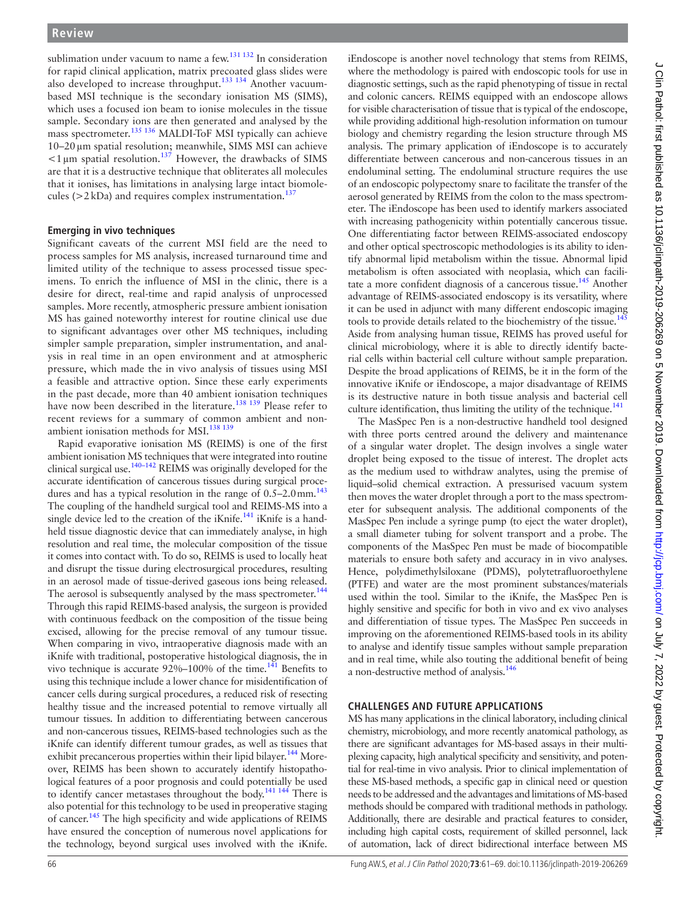sublimation under vacuum to name a few.[131 132] In consideration for rapid clinical application, matrix precoated glass slides were also developed to increase throughput.[133 134] Another vacuum-based MSI technique is the secondary ionisation MS (SIMS), which uses a focused ion beam to ionise molecules in the tissue sample. Secondary ions are then generated and analysed by the mass spectrometer.[135 136] MALDI-ToF MSI typically can achieve 10–20 µm spatial resolution; meanwhile, SIMS MSI can achieve <1 µm spatial resolution.[137] However, the drawbacks of SIMS are that it is a destructive technique that obliterates all molecules that it ionises, has limitations in analysing large intact biomolecules (>2 kDa) and requires complex instrumentation.[137]

### Emerging in vivo techniques

Significant caveats of the current MSI field are the need to process samples for MS analysis, increased turnaround time and limited utility of the technique to assess processed tissue specimens. To enrich the influence of MSI in the clinic, there is a desire for direct, real-time and rapid analysis of unprocessed samples. More recently, atmospheric pressure ambient ionisation MS has gained noteworthy interest for routine clinical use due to significant advantages over other MS techniques, including simpler sample preparation, simpler instrumentation, and analysis in real time in an open environment and at atmospheric pressure, which made the in vivo analysis of tissues using MSI a feasible and attractive option. Since these early experiments in the past decade, more than 40 ambient ionisation techniques have now been described in the literature.[138 139] Please refer to recent reviews for a summary of common ambient and non-ambient ionisation methods for MSI.[138 139]

Rapid evaporative ionisation MS (REIMS) is one of the first ambient ionisation MS techniques that were integrated into routine clinical surgical use.[140–142] REIMS was originally developed for the accurate identification of cancerous tissues during surgical procedures and has a typical resolution in the range of 0.5–2.0 mm.[143] The coupling of the handheld surgical tool and REIMS-MS into a single device led to the creation of the iKnife.[141] iKnife is a handheld tissue diagnostic device that can immediately analyse, in high resolution and real time, the molecular composition of the tissue it comes into contact with. To do so, REIMS is used to locally heat and disrupt the tissue during electrosurgical procedures, resulting in an aerosol made of tissue-derived gaseous ions being released. The aerosol is subsequently analysed by the mass spectrometer.[144] Through this rapid REIMS-based analysis, the surgeon is provided with continuous feedback on the composition of the tissue being excised, allowing for the precise removal of any tumour tissue. When comparing in vivo, intraoperative diagnosis made with an iKnife with traditional, postoperative histological diagnosis, the in vivo technique is accurate 92%–100% of the time.[141] Benefits to using this technique include a lower chance for misidentification of cancer cells during surgical procedures, a reduced risk of resecting healthy tissue and the increased potential to remove virtually all tumour tissues. In addition to differentiating between cancerous and non-cancerous tissues, REIMS-based technologies such as the iKnife can identify different tumour grades, as well as tissues that exhibit precancerous properties within their lipid bilayer.[144] Moreover, REIMS has been shown to accurately identify histopathological features of a poor prognosis and could potentially be used to identify cancer metastases throughout the body.[141 144] There is also potential for this technology to be used in preoperative staging of cancer.[145] The high specificity and wide applications of REIMS have ensured the conception of numerous novel applications for the technology, beyond surgical uses involved with the iKnife.

iEndoscope is another novel technology that stems from REIMS, where the methodology is paired with endoscopic tools for use in diagnostic settings, such as the rapid phenotyping of tissue in rectal and colonic cancers. REIMS equipped with an endoscope allows for visible characterisation of tissue that is typical of the endoscope, while providing additional high-resolution information on tumour biology and chemistry regarding the lesion structure through MS analysis. The primary application of iEndoscope is to accurately differentiate between cancerous and non-cancerous tissues in an endoluminal setting. The endoluminal structure requires the use of an endoscopic polypectomy snare to facilitate the transfer of the aerosol generated by REIMS from the colon to the mass spectrometer. The iEndoscope has been used to identify markers associated with increasing pathogenicity within potentially cancerous tissue. One differentiating factor between REIMS-associated endoscopy and other optical spectroscopic methodologies is its ability to identify abnormal lipid metabolism within the tissue. Abnormal lipid metabolism is often associated with neoplasia, which can facilitate a more confident diagnosis of a cancerous tissue.[145] Another advantage of REIMS-associated endoscopy is its versatility, where it can be used in adjunct with many different endoscopic imaging tools to provide details related to the biochemistry of the tissue.[145] Aside from analysing human tissue, REIMS has proved useful for clinical microbiology, where it is able to directly identify bacterial cells within bacterial cell culture without sample preparation. Despite the broad applications of REIMS, be it in the form of the innovative iKnife or iEndoscope, a major disadvantage of REIMS is its destructive nature in both tissue analysis and bacterial cell culture identification, thus limiting the utility of the technique.[141]

The MasSpec Pen is a non-destructive handheld tool designed with three ports centred around the delivery and maintenance of a singular water droplet. The design involves a single water droplet being exposed to the tissue of interest. The droplet acts as the medium used to withdraw analytes, using the premise of liquid–solid chemical extraction. A pressurised vacuum system then moves the water droplet through a port to the mass spectrometer for subsequent analysis. The additional components of the MasSpec Pen include a syringe pump (to eject the water droplet), a small diameter tubing for solvent transport and a probe. The components of the MasSpec Pen must be made of biocompatible materials to ensure both safety and accuracy in in vivo analyses. Hence, polydimethylsiloxane (PDMS), polytetrafluoroethylene (PTFE) and water are the most prominent substances/materials used within the tool. Similar to the iKnife, the MasSpec Pen is highly sensitive and specific for both in vivo and ex vivo analyses and differentiation of tissue types. The MasSpec Pen succeeds in improving on the aforementioned REIMS-based tools in its ability to analyse and identify tissue samples without sample preparation and in real time, while also touting the additional benefit of being a non-destructive method of analysis.[146]

## CHALLENGES AND FUTURE APPLICATIONS

MS has many applications in the clinical laboratory, including clinical chemistry, microbiology, and more recently anatomical pathology, as there are significant advantages for MS-based assays in their multiplexing capacity, high analytical specificity and sensitivity, and potential for real-time in vivo analysis. Prior to clinical implementation of these MS-based methods, a specific gap in clinical need or question needs to be addressed and the advantages and limitations of MS-based methods should be compared with traditional methods in pathology. Additionally, there are desirable and practical features to consider, including high capital costs, requirement of skilled personnel, lack of automation, lack of direct bidirectional interface between MS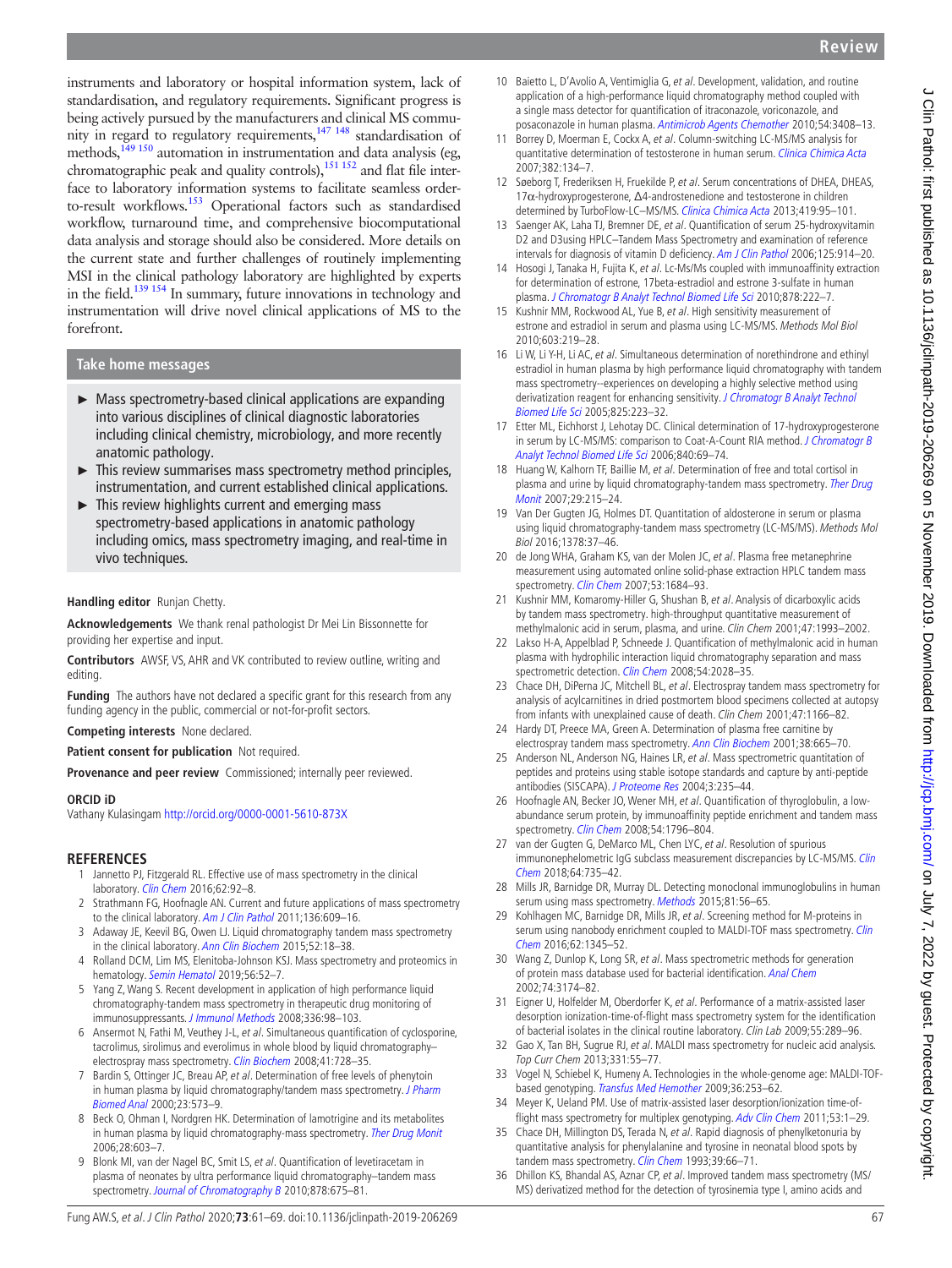instruments and laboratory or hospital information system, lack of standardisation, and regulatory requirements. Significant progress is being actively pursued by the manufacturers and clinical MS community in regard to regulatory requirements,[147 148] standardisation of methods,[149 150] automation in instrumentation and data analysis (eg, chromatographic peak and quality controls),[151 152] and flat file interface to laboratory information systems to facilitate seamless order-to-result workflows.[153] Operational factors such as standardised workflow, turnaround time, and comprehensive biocomputational data analysis and storage should also be considered. More details on the current state and further challenges of routinely implementing MSI in the clinical pathology laboratory are highlighted by experts in the field.[139 154] In summary, future innovations in technology and instrumentation will drive novel clinical applications of MS to the forefront.

## Take home messages

- Mass spectrometry-based clinical applications are expanding into various disciplines of clinical diagnostic laboratories including clinical chemistry, microbiology, and more recently anatomic pathology.
- This review summarises mass spectrometry method principles, instrumentation, and current established clinical applications.
- This review highlights current and emerging mass spectrometry-based applications in anatomic pathology including omics, mass spectrometry imaging, and real-time in vivo techniques.

**Handling editor** Runjan Chetty.

**Acknowledgements** We thank renal pathologist Dr Mei Lin Bissonnette for providing her expertise and input.

**Contributors** AWSF, VS, AHR and VK contributed to review outline, writing and editing.

**Funding** The authors have not declared a specific grant for this research from any funding agency in the public, commercial or not-for-profit sectors.

**Competing interests** None declared.

**Patient consent for publication** Not required.

**Provenance and peer review** Commissioned; internally peer reviewed.

**ORCID iD**

Vathany Kulasingam http://orcid.org/0000-0001-5610-873X

## REFERENCES

1. Jannetto PJ, Fitzgerald RL. Effective use of mass spectrometry in the clinical laboratory. *Clin Chem* 2016;62:92–8.
2. Strathmann FG, Hoofnagle AN. Current and future applications of mass spectrometry to the clinical laboratory. *Am J Clin Pathol* 2011;136:609–16.
3. Adaway JE, Keevil BG, Owen LJ. Liquid chromatography tandem mass spectrometry in the clinical laboratory. *Ann Clin Biochem* 2015;52:18–38.
4. Rolland DCM, Lim MS, Elenitoba-Johnson KSJ. Mass spectrometry and proteomics in hematology. *Semin Hematol* 2019;56:52–7.
5. Yang Z, Wang S. Recent development in application of high performance liquid chromatography-tandem mass spectrometry in therapeutic drug monitoring of immunosuppressants. *J Immunol Methods* 2008;336:98–103.
6. Ansermot N, Fathi M, Veuthey J-L, *et al*. Simultaneous quantification of cyclosporine, tacrolimus, sirolimus and everolimus in whole blood by liquid chromatography–electrospray mass spectrometry. *Clin Biochem* 2008;41:728–35.
7. Bardin S, Ottinger JC, Breau AP, *et al*. Determination of free levels of phenytoin in human plasma by liquid chromatography/tandem mass spectrometry. *J Pharm Biomed Anal* 2000;23:573–9.
8. Beck O, Ohman I, Nordgren HK. Determination of lamotrigine and its metabolites in human plasma by liquid chromatography-mass spectrometry. *Ther Drug Monit* 2006;28:603–7.
9. Blonk MI, van der Nagel BC, Smit LS, *et al*. Quantification of levetiracetam in plasma of neonates by ultra performance liquid chromatography–tandem mass spectrometry. *Journal of Chromatography B* 2010;878:675–81.
10. Baietto L, D'Avolio A, Ventimiglia G, *et al*. Development, validation, and routine application of a high-performance liquid chromatography method coupled with a single mass detector for quantification of itraconazole, voriconazole, and posaconazole in human plasma. *Antimicrob Agents Chemother* 2010;54:3408–13.
11. Borrey D, Moerman E, Cockx A, *et al*. Column-switching LC-MS/MS analysis for quantitative determination of testosterone in human serum. *Clinica Chimica Acta* 2007;382:134–7.
12. Søeborg T, Frederiksen H, Fruekilde P, *et al*. Serum concentrations of DHEA, DHEAS, 17α-hydroxyprogesterone, Δ4-androstenedione and testosterone in children determined by TurboFlow-LC–MS/MS. *Clinica Chimica Acta* 2013;419:95–101.
13. Saenger AK, Laha TJ, Bremner DE, *et al*. Quantification of serum 25-hydroxyvitamin D2 and D3using HPLC–Tandem Mass Spectrometry and examination of reference intervals for diagnosis of vitamin D deficiency. *Am J Clin Pathol* 2006;125:914–20.
14. Hosogi J, Tanaka H, Fujita K, *et al*. Lc-Ms/Ms coupled with immunoaffinity extraction for determination of estrone, 17beta-estradiol and estrone 3-sulfate in human plasma. *J Chromatogr B Analyt Technol Biomed Life Sci* 2010;878:222–7.
15. Kushnir MM, Rockwood AL, Yue B, *et al*. High sensitivity measurement of estrone and estradiol in serum and plasma using LC-MS/MS. *Methods Mol Biol* 2010;603:219–28.
16. Li W, Li Y-H, Li AC, *et al*. Simultaneous determination of norethindrone and ethinyl estradiol in human plasma by high performance liquid chromatography with tandem mass spectrometry--experiences on developing a highly selective method using derivatization reagent for enhancing sensitivity. *J Chromatogr B Analyt Technol Biomed Life Sci* 2005;825:223–32.
17. Etter ML, Eichhorst J, Lehotay DC. Clinical determination of 17-hydroxyprogesterone in serum by LC-MS/MS: comparison to Coat-A-Count RIA method. *J Chromatogr B Analyt Technol Biomed Life Sci* 2006;840:69–74.
18. Huang W, Kalhorn TF, Baillie M, *et al*. Determination of free and total cortisol in plasma and urine by liquid chromatography-tandem mass spectrometry. *Ther Drug Monit* 2007;29:215–24.
19. Van Der Gugten JG, Holmes DT. Quantitation of aldosterone in serum or plasma using liquid chromatography-tandem mass spectrometry (LC-MS/MS). *Methods Mol Biol* 2016;1378:37–46.
20. de Jong WHA, Graham KS, van der Molen JC, *et al*. Plasma free metanephrine measurement using automated online solid-phase extraction HPLC tandem mass spectrometry. *Clin Chem* 2007;53:1684–93.
21. Kushnir MM, Komaromy-Hiller G, Shushan B, *et al*. Analysis of dicarboxylic acids by tandem mass spectrometry. high-throughput quantitative measurement of methylmalonic acid in serum, plasma, and urine. *Clin Chem* 2001;47:1993–2002.
22. Lakso H-A, Appelblad P, Schneede J. Quantification of methylmalonic acid in human plasma with hydrophilic interaction liquid chromatography separation and mass spectrometric detection. *Clin Chem* 2008;54:2028–35.
23. Chace DH, DiPerna JC, Mitchell BL, *et al*. Electrospray tandem mass spectrometry for analysis of acylcarnitines in dried postmortem blood specimens collected at autopsy from infants with unexplained cause of death. *Clin Chem* 2001;47:1166–82.
24. Hardy DT, Preece MA, Green A. Determination of plasma free carnitine by electrospray tandem mass spectrometry. *Ann Clin Biochem* 2001;38:665–70.
25. Anderson NL, Anderson NG, Haines LR, *et al*. Mass spectrometric quantitation of peptides and proteins using stable isotope standards and capture by anti-peptide antibodies (SISCAPA). *J Proteome Res* 2004;3:235–44.
26. Hoofnagle AN, Becker JO, Wener MH, *et al*. Quantification of thyroglobulin, a low-abundance serum protein, by immunoaffinity peptide enrichment and tandem mass spectrometry. *Clin Chem* 2008;54:1796–804.
27. van der Gugten G, DeMarco ML, Chen LYC, *et al*. Resolution of spurious immunonephelometric IgG subclass measurement discrepancies by LC-MS/MS. *Clin Chem* 2018;64:735–42.
28. Mills JR, Barnidge DR, Murray DL. Detecting monoclonal immunoglobulins in human serum using mass spectrometry. *Methods* 2015;81:56–65.
29. Kohlhagen MC, Barnidge DR, Mills JR, *et al*. Screening method for M-proteins in serum using nanobody enrichment coupled to MALDI-TOF mass spectrometry. *Clin Chem* 2016;62:1345–52.
30. Wang Z, Dunlop K, Long SR, *et al*. Mass spectrometric methods for generation of protein mass database used for bacterial identification. *Anal Chem* 2002;74:3174–82.
31. Eigner U, Holfelder M, Oberdorfer K, *et al*. Performance of a matrix-assisted laser desorption ionization-time-of-flight mass spectrometry system for the identification of bacterial isolates in the clinical routine laboratory. *Clin Lab* 2009;55:289–96.
32. Gao X, Tan BH, Sugrue RJ, *et al*. MALDI mass spectrometry for nucleic acid analysis. *Top Curr Chem* 2013;331:55–77.
33. Vogel N, Schiebel K, Humeny A. Technologies in the whole-genome age: MALDI-TOF-based genotyping. *Transfus Med Hemother* 2009;36:253–62.
34. Meyer K, Ueland PM. Use of matrix-assisted laser desorption/ionization time-of-flight mass spectrometry for multiplex genotyping. *Adv Clin Chem* 2011;53:1–29.
35. Chace DH, Millington DS, Terada N, *et al*. Rapid diagnosis of phenylketonuria by quantitative analysis for phenylalanine and tyrosine in neonatal blood spots by tandem mass spectrometry. *Clin Chem* 1993;39:66–71.
36. Dhillon KS, Bhandal AS, Aznar CP, *et al*. Improved tandem mass spectrometry (MS/MS) derivatized method for the detection of tyrosinemia type I, amino acids and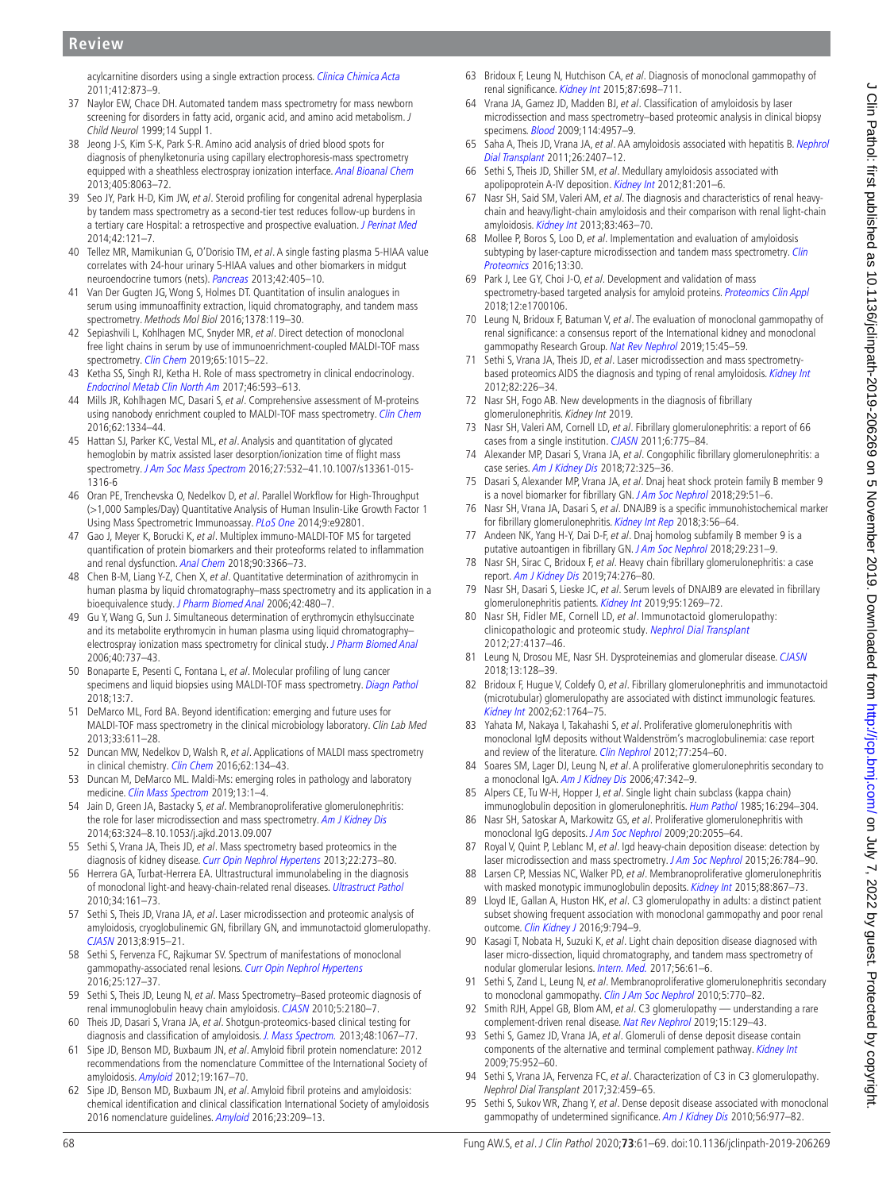acylcarnitine disorders using a single extraction process. *Clinica Chimica Acta* 2011;412:873–9.

37 Naylor EW, Chace DH. Automated tandem mass spectrometry for mass newborn screening for disorders in fatty acid, organic acid, and amino acid metabolism. *J Child Neurol* 1999;14 Suppl 1.

38 Jeong J-S, Kim S-K, Park S-R. Amino acid analysis of dried blood spots for diagnosis of phenylketonuria using capillary electrophoresis-mass spectrometry equipped with a sheathless electrospray ionization interface. *Anal Bioanal Chem* 2013;405:8063–72.

39 Seo JY, Park H-D, Kim JW, *et al*. Steroid profiling for congenital adrenal hyperplasia by tandem mass spectrometry as a second-tier test reduces follow-up burdens in a tertiary care Hospital: a retrospective and prospective evaluation. *J Perinat Med* 2014;42:121–7.

40 Tellez MR, Mamikunian G, O'Dorisio TM, *et al*. A single fasting plasma 5-HIAA value correlates with 24-hour urinary 5-HIAA values and other biomarkers in midgut neuroendocrine tumors (nets). *Pancreas* 2013;42:405–10.

41 Van Der Gugten JG, Wong S, Holmes DT. Quantitation of insulin analogues in serum using immunoaffinity extraction, liquid chromatography, and tandem mass spectrometry. *Methods Mol Biol* 2016;1378:119–30.

42 Sepiashvili L, Kohlhagen MC, Snyder MR, *et al*. Direct detection of monoclonal free light chains in serum by use of immunoenrichment-coupled MALDI-TOF mass spectrometry. *Clin Chem* 2019;65:1015–22.

43 Ketha SS, Singh RJ, Ketha H. Role of mass spectrometry in clinical endocrinology. *Endocrinol Metab Clin North Am* 2017;46:593–613.

44 Mills JR, Kohlhagen MC, Dasari S, *et al*. Comprehensive assessment of M-proteins using nanobody enrichment coupled to MALDI-TOF mass spectrometry. *Clin Chem* 2016;62:1334–44.

45 Hattan SJ, Parker KC, Vestal ML, *et al*. Analysis and quantitation of glycated hemoglobin by matrix assisted laser desorption/ionization time of flight mass spectrometry. *J Am Soc Mass Spectrom* 2016;27:532–41.10.1007/s13361-015-1316-6

46 Oran PE, Trenchevska O, Nedelkov D, *et al*. Parallel Workflow for High-Throughput (>1,000 Samples/Day) Quantitative Analysis of Human Insulin-Like Growth Factor 1 Using Mass Spectrometric Immunoassay. *PLoS One* 2014;9:e92801.

47 Gao J, Meyer K, Borucki K, *et al*. Multiplex immuno-MALDI-TOF MS for targeted quantification of protein biomarkers and their proteoforms related to inflammation and renal dysfunction. *Anal Chem* 2018;90:3366–73.

48 Chen B-M, Liang Y-Z, Chen X, *et al*. Quantitative determination of azithromycin in human plasma by liquid chromatography–mass spectrometry and its application in a bioequivalence study. *J Pharm Biomed Anal* 2006;42:480–7.

49 Gu Y, Wang G, Sun J. Simultaneous determination of erythromycin ethylsuccinate and its metabolite erythromycin in human plasma using liquid chromatography–electrospray ionization mass spectrometry for clinical study. *J Pharm Biomed Anal* 2006;40:737–43.

50 Bonaparte E, Pesenti C, Fontana L, *et al*. Molecular profiling of lung cancer specimens and liquid biopsies using MALDI-TOF mass spectrometry. *Diagn Pathol* 2018;13:7.

51 DeMarco ML, Ford BA. Beyond identification: emerging and future uses for MALDI-TOF mass spectrometry in the clinical microbiology laboratory. *Clin Lab Med* 2013;33:611–28.

52 Duncan MW, Nedelkov D, Walsh R, *et al*. Applications of MALDI mass spectrometry in clinical chemistry. *Clin Chem* 2016;62:134–43.

53 Duncan M, DeMarco ML. Maldi-Ms: emerging roles in pathology and laboratory medicine. *Clin Mass Spectrom* 2019;13:1–4.

54 Jain D, Green JA, Bastacky S, *et al*. Membranoproliferative glomerulonephritis: the role for laser microdissection and mass spectrometry. *Am J Kidney Dis* 2014;63:324–8.10.1053/j.ajkd.2013.09.007

55 Sethi S, Vrana JA, Theis JD, *et al*. Mass spectrometry based proteomics in the diagnosis of kidney disease. *Curr Opin Nephrol Hypertens* 2013;22:273–80.

56 Herrera GA, Turbat-Herrera EA. Ultrastructural immunolabeling in the diagnosis of monoclonal light-and heavy-chain-related renal diseases. *Ultrastruct Pathol* 2010;34:161–73.

57 Sethi S, Theis JD, Vrana JA, *et al*. Laser microdissection and proteomic analysis of amyloidosis, cryoglobulinemic GN, fibrillary GN, and immunotactoid glomerulopathy. *CJASN* 2013;8:915–21.

58 Sethi S, Fervenza FC, Rajkumar SV. Spectrum of manifestations of monoclonal gammopathy-associated renal lesions. *Curr Opin Nephrol Hypertens* 2016;25:127–37.

59 Sethi S, Theis JD, Leung N, *et al*. Mass Spectrometry–Based proteomic diagnosis of renal immunoglobulin heavy chain amyloidosis. *CJASN* 2010;5:2180–7.

60 Theis JD, Dasari S, Vrana JA, *et al*. Shotgun-proteomics-based clinical testing for diagnosis and classification of amyloidosis. *J. Mass Spectrom.* 2013;48:1067–77.

61 Sipe JD, Benson MD, Buxbaum JN, *et al*. Amyloid fibril protein nomenclature: 2012 recommendations from the nomenclature Committee of the International Society of amyloidosis. *Amyloid* 2012;19:167–70.

62 Sipe JD, Benson MD, Buxbaum JN, *et al*. Amyloid fibril proteins and amyloidosis: chemical identification and clinical classification International Society of amyloidosis 2016 nomenclature guidelines. *Amyloid* 2016;23:209–13.

63 Bridoux F, Leung N, Hutchison CA, *et al*. Diagnosis of monoclonal gammopathy of renal significance. *Kidney Int* 2015;87:698–711.

64 Vrana JA, Gamez JD, Madden BJ, *et al*. Classification of amyloidosis by laser microdissection and mass spectrometry–based proteomic analysis in clinical biopsy specimens. *Blood* 2009;114:4957–9.

65 Saha A, Theis JD, Vrana JA, *et al*. AA amyloidosis associated with hepatitis B. *Nephrol Dial Transplant* 2011;26:2407–12.

66 Sethi S, Theis JD, Shiller SM, *et al*. Medullary amyloidosis associated with apolipoprotein A-IV deposition. *Kidney Int* 2012;81:201–6.

67 Nasr SH, Said SM, Valeri AM, *et al*. The diagnosis and characteristics of renal heavy-chain and heavy/light-chain amyloidosis and their comparison with renal light-chain amyloidosis. *Kidney Int* 2013;83:463–70.

68 Mollee P, Boros S, Loo D, *et al*. Implementation and evaluation of amyloidosis subtyping by laser-capture microdissection and tandem mass spectrometry. *Clin Proteomics* 2016;13:30.

69 Park J, Lee GY, Choi J-O, *et al*. Development and validation of mass spectrometry-based targeted analysis for amyloid proteins. *Proteomics Clin Appl* 2018;12:e1700106.

70 Leung N, Bridoux F, Batuman V, *et al*. The evaluation of monoclonal gammopathy of renal significance: a consensus report of the International kidney and monoclonal gammopathy Research Group. *Nat Rev Nephrol* 2019;15:45–59.

71 Sethi S, Vrana JA, Theis JD, *et al*. Laser microdissection and mass spectrometry-based proteomics AIDS the diagnosis and typing of renal amyloidosis. *Kidney Int* 2012;82:226–34.

72 Nasr SH, Fogo AB. New developments in the diagnosis of fibrillary glomerulonephritis. *Kidney Int* 2019.

73 Nasr SH, Valeri AM, Cornell LD, *et al*. Fibrillary glomerulonephritis: a report of 66 cases from a single institution. *CJASN* 2011;6:775–84.

74 Alexander MP, Dasari S, Vrana JA, *et al*. Congophilic fibrillary glomerulonephritis: a case series. *Am J Kidney Dis* 2018;72:325–36.

75 Dasari S, Alexander MP, Vrana JA, *et al*. Dnaj heat shock protein family B member 9 is a novel biomarker for fibrillary GN. *J Am Soc Nephrol* 2018;29:51–6.

76 Nasr SH, Vrana JA, Dasari S, *et al*. DNAJB9 is a specific immunohistochemical marker for fibrillary glomerulonephritis. *Kidney Int Rep* 2018;3:56–64.

77 Andeen NK, Yang H-Y, Dai D-F, *et al*. Dnaj homolog subfamily B member 9 is a putative autoantigen in fibrillary GN. *J Am Soc Nephrol* 2018;29:231–9.

78 Nasr SH, Sirac C, Bridoux F, *et al*. Heavy chain fibrillary glomerulonephritis: a case report. *Am J Kidney Dis* 2019;74:276–80.

79 Nasr SH, Dasari S, Lieske JC, *et al*. Serum levels of DNAJB9 are elevated in fibrillary glomerulonephritis patients. *Kidney Int* 2019;95:1269–72.

80 Nasr SH, Fidler ME, Cornell LD, *et al*. Immunotactoid glomerulopathy: clinicopathologic and proteomic study. *Nephrol Dial Transplant* 2012;27:4137–46.

81 Leung N, Drosou ME, Nasr SH. Dysproteinemias and glomerular disease. *CJASN* 2018;13:128–39.

82 Bridoux F, Hugue V, Coldefy O, *et al*. Fibrillary glomerulonephritis and immunotactoid (microtubular) glomerulopathy are associated with distinct immunologic features. *Kidney Int* 2002;62:1764–75.

83 Yahata M, Nakaya I, Takahashi S, *et al*. Proliferative glomerulonephritis with monoclonal IgM deposits without Waldenström's macroglobulinemia: case report and review of the literature. *Clin Nephrol* 2012;77:254–60.

84 Soares SM, Lager DJ, Leung N, *et al*. A proliferative glomerulonephritis secondary to a monoclonal IgA. *Am J Kidney Dis* 2006;47:342–9.

85 Alpers CE, Tu W-H, Hopper J, *et al*. Single light chain subclass (kappa chain) immunoglobulin deposition in glomerulonephritis. *Hum Pathol* 1985;16:294–304.

86 Nasr SH, Satoskar A, Markowitz GS, *et al*. Proliferative glomerulonephritis with monoclonal IgG deposits. *J Am Soc Nephrol* 2009;20:2055–64.

87 Royal V, Quint P, Leblanc M, *et al*. Igd heavy-chain deposition disease: detection by laser microdissection and mass spectrometry. *J Am Soc Nephrol* 2015;26:784–90.

88 Larsen CP, Messias NC, Walker PD, *et al*. Membranoproliferative glomerulonephritis with masked monotypic immunoglobulin deposits. *Kidney Int* 2015;88:867–73.

89 Lloyd IE, Gallan A, Huston HK, *et al*. C3 glomerulopathy in adults: a distinct patient subset showing frequent association with monoclonal gammopathy and poor renal outcome. *Clin Kidney J* 2016;9:794–9.

90 Kasagi T, Nobata H, Suzuki K, *et al*. Light chain deposition disease diagnosed with laser micro-dissection, liquid chromatography, and tandem mass spectrometry of nodular glomerular lesions. *Intern. Med.* 2017;56:61–6.

91 Sethi S, Zand L, Leung N, *et al*. Membranoproliferative glomerulonephritis secondary to monoclonal gammopathy. *Clin J Am Soc Nephrol* 2010;5:770–82.

92 Smith RJH, Appel GB, Blom AM, *et al*. C3 glomerulopathy — understanding a rare complement-driven renal disease. *Nat Rev Nephrol* 2019;15:129–43.

93 Sethi S, Gamez JD, Vrana JA, *et al*. Glomeruli of dense deposit disease contain components of the alternative and terminal complement pathway. *Kidney Int* 2009;75:952–60.

94 Sethi S, Vrana JA, Fervenza FC, *et al*. Characterization of C3 in C3 glomerulopathy. *Nephrol Dial Transplant* 2017;32:459–65.

95 Sethi S, Sukov WR, Zhang Y, *et al*. Dense deposit disease associated with monoclonal gammopathy of undetermined significance. *Am J Kidney Dis* 2010;56:977–82.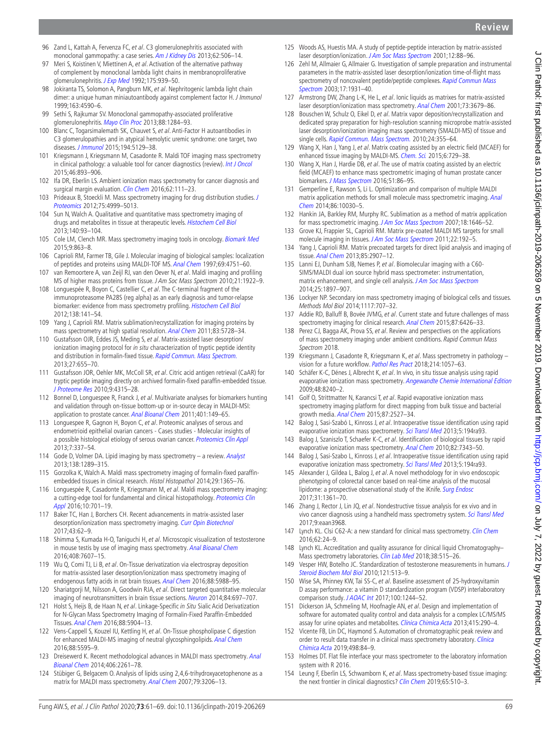96 Zand L, Kattah A, Fervenza FC, *et al*. C3 glomerulonephritis associated with monoclonal gammopathy: a case series. *Am J Kidney Dis* 2013;62:506–14.

97 Meri S, Koistinen V, Miettinen A, *et al*. Activation of the alternative pathway of complement by monoclonal lambda light chains in membranoproliferative glomerulonephritis. *J Exp Med* 1992;175:939–50.

98 Jokiranta TS, Solomon A, Pangburn MK, *et al*. Nephritogenic lambda light chain dimer: a unique human miniautoantibody against complement factor H. *J Immunol* 1999;163:4590–6.

99 Sethi S, Rajkumar SV. Monoclonal gammopathy-associated proliferative glomerulonephritis. *Mayo Clin Proc* 2013;88:1284–93.

100 Blanc C, Togarsimalemath SK, Chauvet S, *et al*. Anti-Factor H autoantibodies in C3 glomerulopathies and in atypical hemolytic uremic syndrome: one target, two diseases. *J Immunol* 2015;194:5129–38.

101 Kriegsmann J, Kriegsmann M, Casadonte R. Maldi TOF imaging mass spectrometry in clinical pathology: a valuable tool for cancer diagnostics (review). *Int J Oncol* 2015;46:893–906.

102 Ifa DR, Eberlin LS. Ambient ionization mass spectrometry for cancer diagnosis and surgical margin evaluation. *Clin Chem* 2016;62:111–23.

103 Prideaux B, Stoeckli M. Mass spectrometry imaging for drug distribution studies. *J Proteomics* 2012;75:4999–5013.

104 Sun N, Walch A. Qualitative and quantitative mass spectrometry imaging of drugs and metabolites in tissue at therapeutic levels. *Histochem Cell Biol* 2013;140:93–104.

105 Cole LM, Clench MR. Mass spectrometry imaging tools in oncology. *Biomark Med* 2015;9:863–8.

106 Caprioli RM, Farmer TB, Gile J. Molecular imaging of biological samples: localization of peptides and proteins using MALDI-TOF MS. *Anal Chem* 1997;69:4751–60.

107 van Remoortere A, van Zeijl RJ, van den Oever N, *et al*. Maldi imaging and profiling MS of higher mass proteins from tissue. *J Am Soc Mass Spectrom* 2010;21:1922–9.

108 Longuespée R, Boyon C, Castellier C, *et al*. The C-terminal fragment of the immunoproteasome PA28S (reg alpha) as an early diagnosis and tumor-relapse biomarker: evidence from mass spectrometry profiling. *Histochem Cell Biol* 2012;138:141–54.

109 Yang J, Caprioli RM. Matrix sublimation/recrystallization for imaging proteins by mass spectrometry at high spatial resolution. *Anal Chem* 2011;83:5728–34.

110 Gustafsson OJR, Eddes JS, Meding S, *et al*. Matrix-assisted laser desorption/ionization imaging protocol for *in situ* characterization of tryptic peptide identity and distribution in formalin-fixed tissue. *Rapid Commun. Mass Spectrom.* 2013;27:655–70.

111 Gustafsson JOR, Oehler MK, McColl SR, *et al*. Citric acid antigen retrieval (CaAR) for tryptic peptide imaging directly on archived formalin-fixed paraffin-embedded tissue. *J Proteome Res* 2010;9:4315–28.

112 Bonnel D, Longuespee R, Franck J, *et al*. Multivariate analyses for biomarkers hunting and validation through on-tissue bottom-up or in-source decay in MALDI-MSI: application to prostate cancer. *Anal Bioanal Chem* 2011;401:149–65.

113 Longuespee R, Gagnon H, Boyon C, *et al*. Proteomic analyses of serous and endometrioid epithelial ovarian cancers - Cases studies - Molecular insights of a possible histological etiology of serous ovarian cancer. *Proteomics Clin Appl* 2013;7:337–54.

114 Gode D, Volmer DA. Lipid imaging by mass spectrometry – a review. *Analyst* 2013;138:1289–315.

115 Gorzolka K, Walch A. Maldi mass spectrometry imaging of formalin-fixed paraffin-embedded tissues in clinical research. *Histol Histopathol* 2014;29:1365–76.

116 Longuespée R, Casadonte R, Kriegsmann M, *et al*. Maldi mass spectrometry imaging: a cutting-edge tool for fundamental and clinical histopathology. *Proteomics Clin Appl* 2016;10:701–19.

117 Baker TC, Han J, Borchers CH. Recent advancements in matrix-assisted laser desorption/ionization mass spectrometry imaging. *Curr Opin Biotechnol* 2017;43:62–9.

118 Shimma S, Kumada H-O, Taniguchi H, *et al*. Microscopic visualization of testosterone in mouse testis by use of imaging mass spectrometry. *Anal Bioanal Chem* 2016;408:7607–15.

119 Wu Q, Comi TJ, Li B, *et al*. On-Tissue derivatization via electrospray deposition for matrix-assisted laser desorption/ionization mass spectrometry imaging of endogenous fatty acids in rat brain tissues. *Anal Chem* 2016;88:5988–95.

120 Shariatgorji M, Nilsson A, Goodwin RJA, *et al*. Direct targeted quantitative molecular imaging of neurotransmitters in brain tissue sections. *Neuron* 2014;84:697–707.

121 Holst S, Heijs B, de Haan N, *et al*. Linkage-Specific *in Situ* Sialic Acid Derivatization for N-Glycan Mass Spectrometry Imaging of Formalin-Fixed Paraffin-Embedded Tissues. *Anal Chem* 2016;88:5904–13.

122 Vens-Cappell S, Kouzel IU, Kettling H, *et al*. On-Tissue phospholipase C digestion for enhanced MALDI-MS imaging of neutral glycosphingolipids. *Anal Chem* 2016;88:5595–9.

123 Dreisewerd K. Recent methodological advances in MALDI mass spectrometry. *Anal Bioanal Chem* 2014;406:2261–78.

124 Stübiger G, Belgacem O. Analysis of lipids using 2,4,6-trihydroxyacetophenone as a matrix for MALDI mass spectrometry. *Anal Chem* 2007;79:3206–13.

125 Woods AS, Huestis MA. A study of peptide-peptide interaction by matrix-assisted laser desorption/ionization. *J Am Soc Mass Spectrom* 2001;12:88–96.

126 Zehl M, Allmaier G, Allmaier G. Investigation of sample preparation and instrumental parameters in the matrix-assisted laser desorption/ionization time-of-flight mass spectrometry of noncovalent peptide/peptide complexes. *Rapid Commun Mass Spectrom* 2003;17:1931–40.

127 Armstrong DW, Zhang L-K, He L, *et al*. Ionic liquids as matrixes for matrix-assisted laser desorption/ionization mass spectrometry. *Anal Chem* 2001;73:3679–86.

128 Bouschen W, Schulz O, Eikel D, *et al*. Matrix vapor deposition/recrystallization and dedicated spray preparation for high-resolution scanning microprobe matrix-assisted laser desorption/ionization imaging mass spectrometry (SMALDI-MS) of tissue and single cells. *Rapid Commun. Mass Spectrom.* 2010;24:355–64.

129 Wang X, Han J, Yang J, *et al*. Matrix coating assisted by an electric field (MCAEF) for enhanced tissue imaging by MALDI-MS. *Chem. Sci.* 2015;6:729–38.

130 Wang X, Han J, Hardie DB, *et al*. The use of matrix coating assisted by an electric field (MCAEF) to enhance mass spectrometric imaging of human prostate cancer biomarkers. *J Mass Spectrom* 2016;51:86–95.

131 Gemperline E, Rawson S, Li L. Optimization and comparison of multiple MALDI matrix application methods for small molecule mass spectrometric imaging. *Anal Chem* 2014;86:10030–5.

132 Hankin JA, Barkley RM, Murphy RC. Sublimation as a method of matrix application for mass spectrometric imaging. *J Am Soc Mass Spectrom* 2007;18:1646–52.

133 Grove KJ, Frappier SL, Caprioli RM. Matrix pre-coated MALDI MS targets for small molecule imaging in tissues. *J Am Soc Mass Spectrom* 2011;22:192–5.

134 Yang J, Caprioli RM. Matrix precoated targets for direct lipid analysis and imaging of tissue. *Anal Chem* 2013;85:2907–12.

135 Lanni EJ, Dunham SJB, Nemes P, *et al*. Biomolecular imaging with a C60-SIMS/MALDI dual ion source hybrid mass spectrometer: instrumentation, matrix enhancement, and single cell analysis. *J Am Soc Mass Spectrom* 2014;25:1897–907.

136 Lockyer NP. Secondary ion mass spectrometry imaging of biological cells and tissues. *Methods Mol Biol* 2014;1117:707–32.

137 Addie RD, Balluff B, Bovée JVMG, *et al*. Current state and future challenges of mass spectrometry imaging for clinical research. *Anal Chem* 2015;87:6426–33.

138 Perez CJ, Bagga AK, Prova SS, *et al*. Review and perspectives on the applications of mass spectrometry imaging under ambient conditions. *Rapid Commun Mass Spectrom* 2018.

139 Kriegsmann J, Casadonte R, Kriegsmann K, *et al*. Mass spectrometry in pathology – vision for a future workflow. *Pathol Res Pract* 2018;214:1057–63.

140 Schäfer K-C, Dénes J, Albrecht K, *et al*. In vivo, in situ tissue analysis using rapid evaporative ionization mass spectrometry. *Angewandte Chemie International Edition* 2009;48:8240–2.

141 Golf O, Strittmatter N, Karancsi T, *et al*. Rapid evaporative ionization mass spectrometry imaging platform for direct mapping from bulk tissue and bacterial growth media. *Anal Chem* 2015;87:2527–34.

142 Balog J, Sasi-Szabó L, Kinross J, *et al*. Intraoperative tissue identification using rapid evaporative ionization mass spectrometry. *Sci Transl Med* 2013;5:194ra93.

143 Balog J, Szaniszlo T, Schaefer K-C, *et al*. Identification of biological tissues by rapid evaporative ionization mass spectrometry. *Anal Chem* 2010;82:7343–50.

144 Balog J, Sasi-Szabo L, Kinross J, *et al*. Intraoperative tissue identification using rapid evaporative ionization mass spectrometry. *Sci Transl Med* 2013;5:194ra93.

145 Alexander J, Gildea L, Balog J, *et al*. A novel methodology for in vivo endoscopic phenotyping of colorectal cancer based on real-time analysis of the mucosal lipidome: a prospective observational study of the iKnife. *Surg Endosc* 2017;31:1361–70.

146 Zhang J, Rector J, Lin JQ, *et al*. Nondestructive tissue analysis for ex vivo and in vivo cancer diagnosis using a handheld mass spectrometry system. *Sci Transl Med* 2017;9:eaan3968.

147 Lynch KL. Clsi C62-A: a new standard for clinical mass spectrometry. *Clin Chem* 2016;62:24–9.

148 Lynch KL. Accreditation and quality assurance for clinical liquid Chromatography–Mass spectrometry laboratories. *Clin Lab Med* 2018;38:515–26.

149 Vesper HW, Botelho JC. Standardization of testosterone measurements in humans. *J Steroid Biochem Mol Biol* 2010;121:513–9.

150 Wise SA, Phinney KW, Tai SS-C, *et al*. Baseline assessment of 25-hydroxyvitamin D assay performance: a vitamin D standardization program (VDSP) interlaboratory comparison study. *J AOAC Int* 2017;100:1244–52.

151 Dickerson JA, Schmeling M, Hoofnagle AN, *et al*. Design and implementation of software for automated quality control and data analysis for a complex LC/MS/MS assay for urine opiates and metabolites. *Clinica Chimica Acta* 2013;415:290–4.

152 Vicente FB, Lin DC, Haymond S. Automation of chromatographic peak review and order to result data transfer in a clinical mass spectrometry laboratory. *Clinica Chimica Acta* 2019;498:84–9.

153 Holmes DT. Flat file interface your mass spectrometer to the laboratory information system with R 2016.

154 Leung F, Eberlin LS, Schwamborn K, *et al*. Mass spectrometry-based tissue imaging: the next frontier in clinical diagnostics? *Clin Chem* 2019;65:510–3.